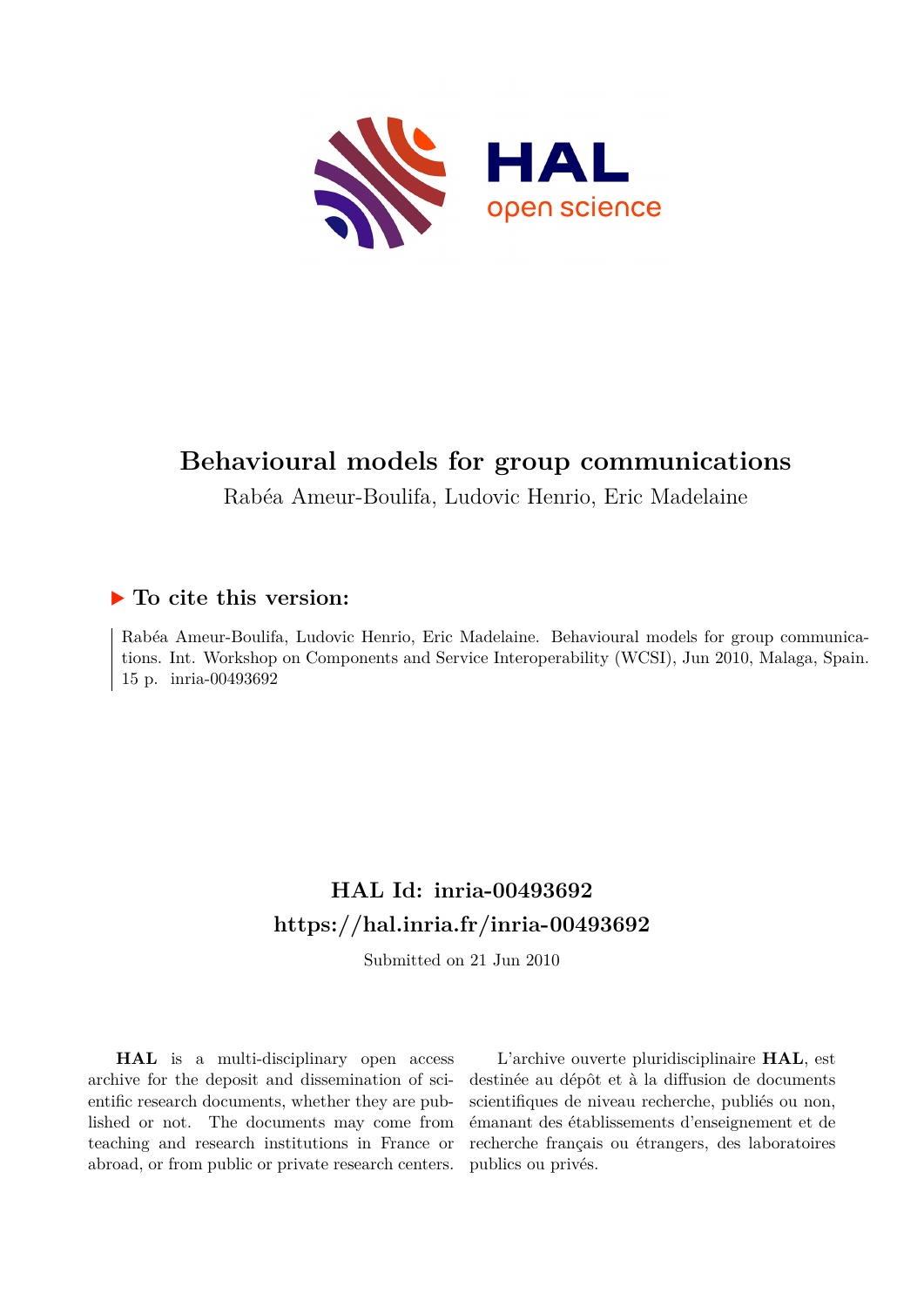# Behavioural models for group communications

Rabéa Ameur-Boulifa, Ludovic Henrio, Eric Madelaine

## ▶ To cite this version:

Rabéa Ameur-Boulifa, Ludovic Henrio, Eric Madelaine. Behavioural models for group communications. Int. Workshop on Components and Service Interoperability (WCSI), Jun 2010, Malaga, Spain. 15 p. inria-00493692

## HAL Id: inria-00493692

## https://hal.inria.fr/inria-00493692

Submitted on 21 Jun 2010

**HAL** is a multi-disciplinary open access archive for the deposit and dissemination of scientific research documents, whether they are published or not. The documents may come from teaching and research institutions in France or abroad, or from public or private research centers.

L'archive ouverte pluridisciplinaire **HAL**, est destinée au dépôt et à la diffusion de documents scientifiques de niveau recherche, publiés ou non, émanant des établissements d'enseignement et de recherche français ou étrangers, des laboratoires publics ou privés.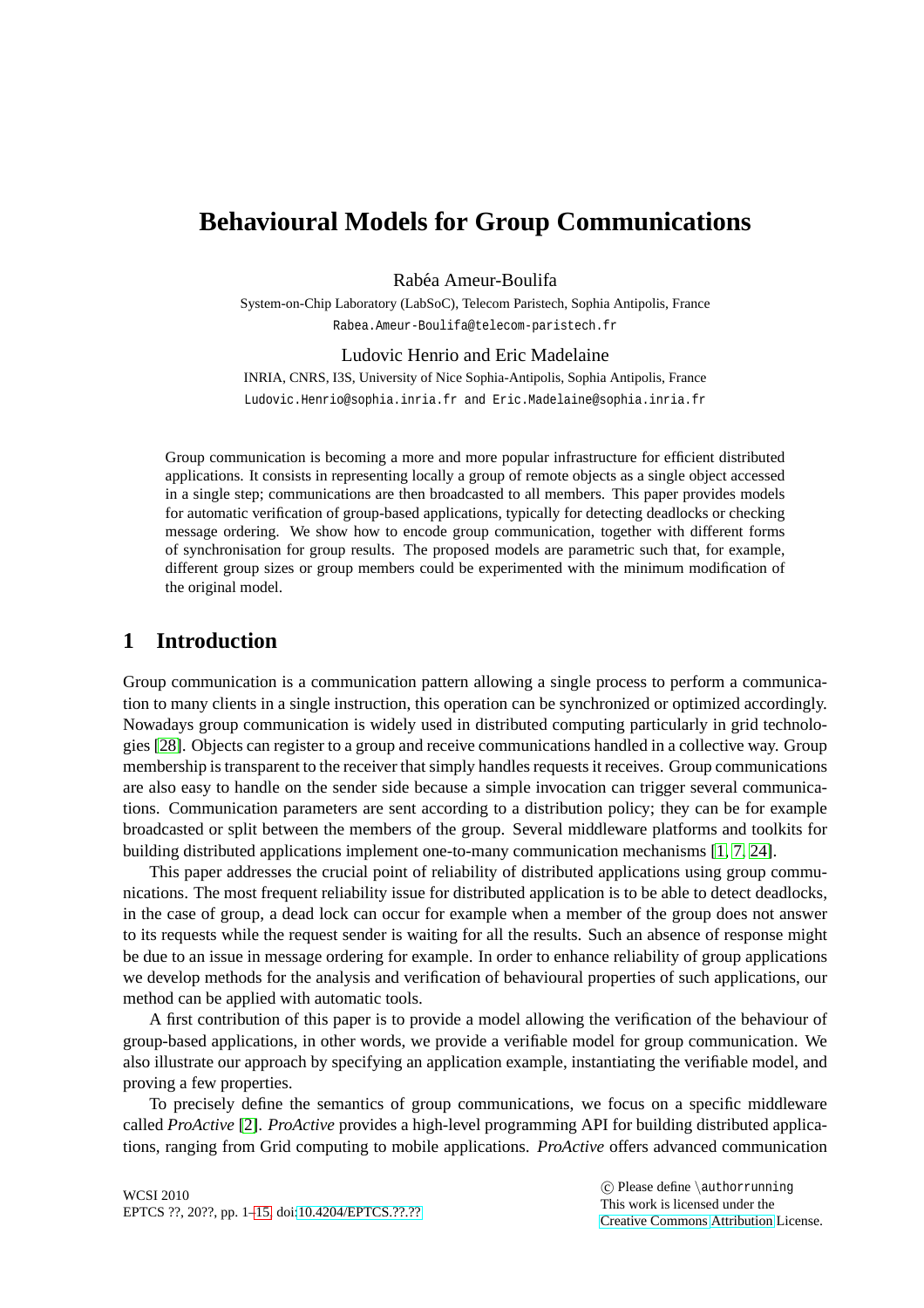# Behavioural Models for Group Communications

Rabéa Ameur-Boulifa

System-on-Chip Laboratory (LabSoC), Telecom Paristech, Sophia Antipolis, France

Rabea.Ameur-Boulifa@telecom-paristech.fr

Ludovic Henrio and Eric Madelaine

INRIA, CNRS, I3S, University of Nice Sophia-Antipolis, Sophia Antipolis, France

Ludovic.Henrio@sophia.inria.fr and Eric.Madelaine@sophia.inria.fr

Group communication is becoming a more and more popular infrastructure for efficient distributed applications. It consists in representing locally a group of remote objects as a single object accessed in a single step; communications are then broadcasted to all members. This paper provides models for automatic verification of group-based applications, typically for detecting deadlocks or checking message ordering. We show how to encode group communication, together with different forms of synchronisation for group results. The proposed models are parametric such that, for example, different group sizes or group members could be experimented with the minimum modification of the original model.

## 1 Introduction

Group communication is a communication pattern allowing a single process to perform a communication to many clients in a single instruction, this operation can be synchronized or optimized accordingly. Nowadays group communication is widely used in distributed computing particularly in grid technologies [28]. Objects can register to a group and receive communications handled in a collective way. Group membership is transparent to the receiver that simply handles requests it receives. Group communications are also easy to handle on the sender side because a simple invocation can trigger several communications. Communication parameters are sent according to a distribution policy; they can be for example broadcasted or split between the members of the group. Several middleware platforms and toolkits for building distributed applications implement one-to-many communication mechanisms [1, 7, 24].

This paper addresses the crucial point of reliability of distributed applications using group communications. The most frequent reliability issue for distributed application is to be able to detect deadlocks, in the case of group, a dead lock can occur for example when a member of the group does not answer to its requests while the request sender is waiting for all the results. Such an absence of response might be due to an issue in message ordering for example. In order to enhance reliability of group applications we develop methods for the analysis and verification of behavioural properties of such applications, our method can be applied with automatic tools.

A first contribution of this paper is to provide a model allowing the verification of the behaviour of group-based applications, in other words, we provide a verifiable model for group communication. We also illustrate our approach by specifying an application example, instantiating the verifiable model, and proving a few properties.

To precisely define the semantics of group communications, we focus on a specific middleware called *ProActive* [2]. *ProActive* provides a high-level programming API for building distributed applications, ranging from Grid computing to mobile applications. *ProActive* offers advanced communication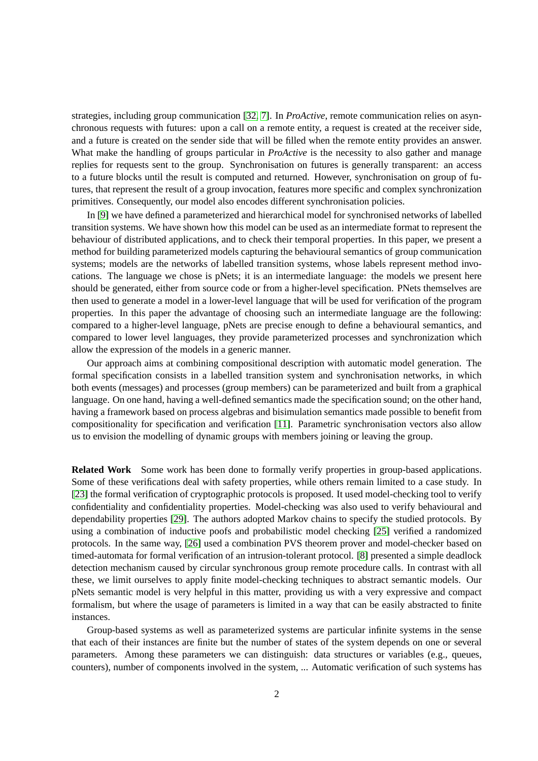strategies, including group communication [32, 7]. In *ProActive*, remote communication relies on asynchronous requests with futures: upon a call on a remote entity, a request is created at the receiver side, and a future is created on the sender side that will be filled when the remote entity provides an answer. What make the handling of groups particular in *ProActive* is the necessity to also gather and manage replies for requests sent to the group. Synchronisation on futures is generally transparent: an access to a future blocks until the result is computed and returned. However, synchronisation on group of futures, that represent the result of a group invocation, features more specific and complex synchronization primitives. Consequently, our model also encodes different synchronisation policies.

In [9] we have defined a parameterized and hierarchical model for synchronised networks of labelled transition systems. We have shown how this model can be used as an intermediate format to represent the behaviour of distributed applications, and to check their temporal properties. In this paper, we present a method for building parameterized models capturing the behavioural semantics of group communication systems; models are the networks of labelled transition systems, whose labels represent method invocations. The language we chose is pNets; it is an intermediate language: the models we present here should be generated, either from source code or from a higher-level specification. PNets themselves are then used to generate a model in a lower-level language that will be used for verification of the program properties. In this paper the advantage of choosing such an intermediate language are the following: compared to a higher-level language, pNets are precise enough to define a behavioural semantics, and compared to lower level languages, they provide parameterized processes and synchronization which allow the expression of the models in a generic manner.

Our approach aims at combining compositional description with automatic model generation. The formal specification consists in a labelled transition system and synchronisation networks, in which both events (messages) and processes (group members) can be parameterized and built from a graphical language. On one hand, having a well-defined semantics made the specification sound; on the other hand, having a framework based on process algebras and bisimulation semantics made possible to benefit from compositionality for specification and verification [11]. Parametric synchronisation vectors also allow us to envision the modelling of dynamic groups with members joining or leaving the group.

**Related Work** Some work has been done to formally verify properties in group-based applications. Some of these verifications deal with safety properties, while others remain limited to a case study. In [23] the formal verification of cryptographic protocols is proposed. It used model-checking tool to verify confidentiality and confidentiality properties. Model-checking was also used to verify behavioural and dependability properties [29]. The authors adopted Markov chains to specify the studied protocols. By using a combination of inductive poofs and probabilistic model checking [25] verified a randomized protocols. In the same way, [26] used a combination PVS theorem prover and model-checker based on timed-automata for formal verification of an intrusion-tolerant protocol. [8] presented a simple deadlock detection mechanism caused by circular synchronous group remote procedure calls. In contrast with all these, we limit ourselves to apply finite model-checking techniques to abstract semantic models. Our pNets semantic model is very helpful in this matter, providing us with a very expressive and compact formalism, but where the usage of parameters is limited in a way that can be easily abstracted to finite instances.

Group-based systems as well as parameterized systems are particular infinite systems in the sense that each of their instances are finite but the number of states of the system depends on one or several parameters. Among these parameters we can distinguish: data structures or variables (e.g., queues, counters), number of components involved in the system, ... Automatic verification of such systems has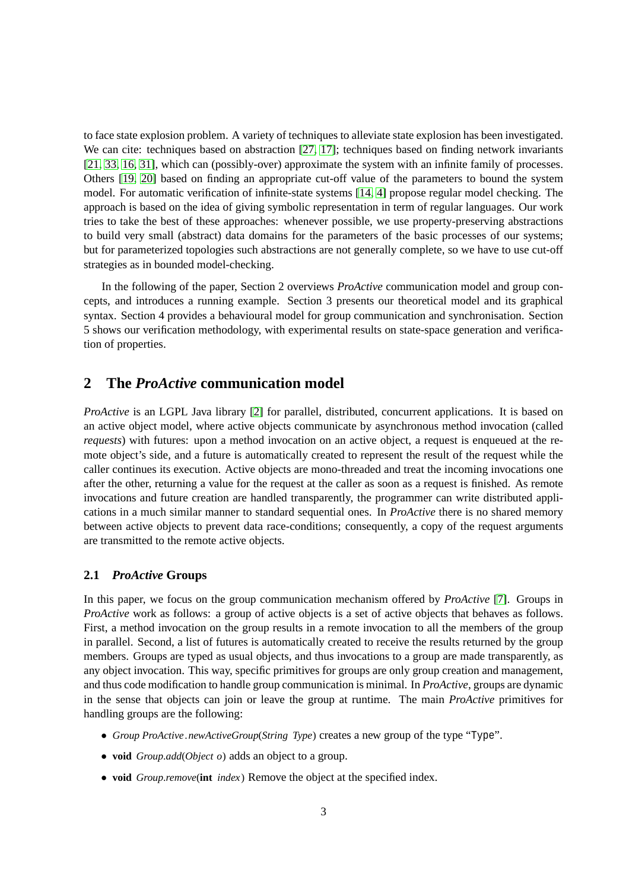to face state explosion problem. A variety of techniques to alleviate state explosion has been investigated. We can cite: techniques based on abstraction [27, 17]; techniques based on finding network invariants [21, 33, 16, 31], which can (possibly-over) approximate the system with an infinite family of processes. Others [19, 20] based on finding an appropriate cut-off value of the parameters to bound the system model. For automatic verification of infinite-state systems [14, 4] propose regular model checking. The approach is based on the idea of giving symbolic representation in term of regular languages. Our work tries to take the best of these approaches: whenever possible, we use property-preserving abstractions to build very small (abstract) data domains for the parameters of the basic processes of our systems; but for parameterized topologies such abstractions are not generally complete, so we have to use cut-off strategies as in bounded model-checking.

In the following of the paper, Section 2 overviews *ProActive* communication model and group concepts, and introduces a running example. Section 3 presents our theoretical model and its graphical syntax. Section 4 provides a behavioural model for group communication and synchronisation. Section 5 shows our verification methodology, with experimental results on state-space generation and verification of properties.

## 2 The *ProActive* communication model

*ProActive* is an LGPL Java library [2] for parallel, distributed, concurrent applications. It is based on an active object model, where active objects communicate by asynchronous method invocation (called *requests*) with futures: upon a method invocation on an active object, a request is enqueued at the remote object's side, and a future is automatically created to represent the result of the request while the caller continues its execution. Active objects are mono-threaded and treat the incoming invocations one after the other, returning a value for the request at the caller as soon as a request is finished. As remote invocations and future creation are handled transparently, the programmer can write distributed applications in a much similar manner to standard sequential ones. In *ProActive* there is no shared memory between active objects to prevent data race-conditions; consequently, a copy of the request arguments are transmitted to the remote active objects.

### 2.1 *ProActive* Groups

In this paper, we focus on the group communication mechanism offered by *ProActive* [7]. Groups in *ProActive* work as follows: a group of active objects is a set of active objects that behaves as follows. First, a method invocation on the group results in a remote invocation to all the members of the group in parallel. Second, a list of futures is automatically created to receive the results returned by the group members. Groups are typed as usual objects, and thus invocations to a group are made transparently, as any object invocation. This way, specific primitives for groups are only group creation and management, and thus code modification to handle group communication is minimal. In *ProActive*, groups are dynamic in the sense that objects can join or leave the group at runtime. The main *ProActive* primitives for handling groups are the following:

- *Group ProActive.newActiveGroup*(*String Type*) creates a new group of the type "Type".
- **void** *Group.add*(*Object o*) adds an object to a group.
- **void** *Group.remove*(**int** *index*) Remove the object at the specified index.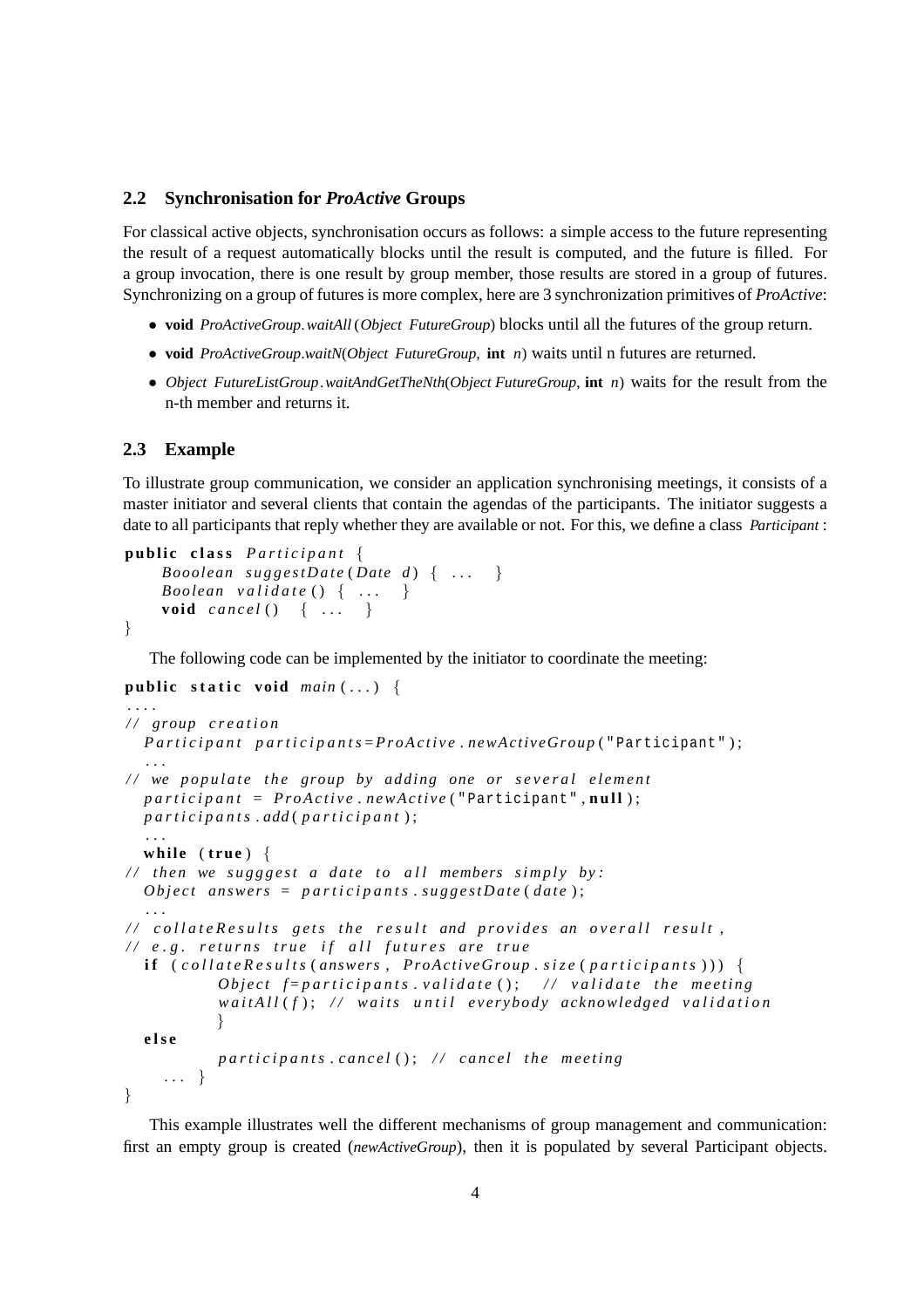### 2.2 Synchronisation for *ProActive* Groups

For classical active objects, synchronisation occurs as follows: a simple access to the future representing the result of a request automatically blocks until the result is computed, and the future is filled. For a group invocation, there is one result by group member, those results are stored in a group of futures. Synchronizing on a group of futures is more complex, here are 3 synchronization primitives of *ProActive*:

- **void** *ProActiveGroup.waitAll* (*Object FutureGroup*) blocks until all the futures of the group return.
- **void** *ProActiveGroup.waitN*(*Object FutureGroup*, **int** *n*) waits until n futures are returned.
- *Object FutureListGroup.waitAndGetTheNth*(*Object FutureGroup*, **int** *n*) waits for the result from the n-th member and returns it.

### 2.3 Example

To illustrate group communication, we consider an application synchronising meetings, it consists of a master initiator and several clients that contain the agendas of the participants. The initiator suggests a date to all participants that reply whether they are available or not. For this, we define a class *Participant* :

```
public class Participant {
    Booolean suggestDate(Date d) { ... }
    Boolean validate() { ... }
    void cancel() { ... }
}
```

The following code can be implemented by the initiator to coordinate the meeting:

```
public static void main(...) {
....
// group creation
  Participant participants=ProActive.newActiveGroup("Participant");
  ...
// we populate the group by adding one or several element
  participant = ProActive.newActive("Participant",null);
  participants.add(participant);
  ...
  while (true) {
// then we sugggest a date to all members simply by:
  Object answers = participants.suggestDate(date);
  ...
// collateResults gets the result and provides an overall result,
// e.g. returns true if all futures are true
  if (collateResults(answers, ProActiveGroup.size(participants))) {
          Object f=participants.validate(); // validate the meeting
          waitAll(f); // waits until everybody acknowledged validation
          }
  else
          participants.cancel(); // cancel the meeting
    ... }
}
```

This example illustrates well the different mechanisms of group management and communication: first an empty group is created (*newActiveGroup*), then it is populated by several Participant objects.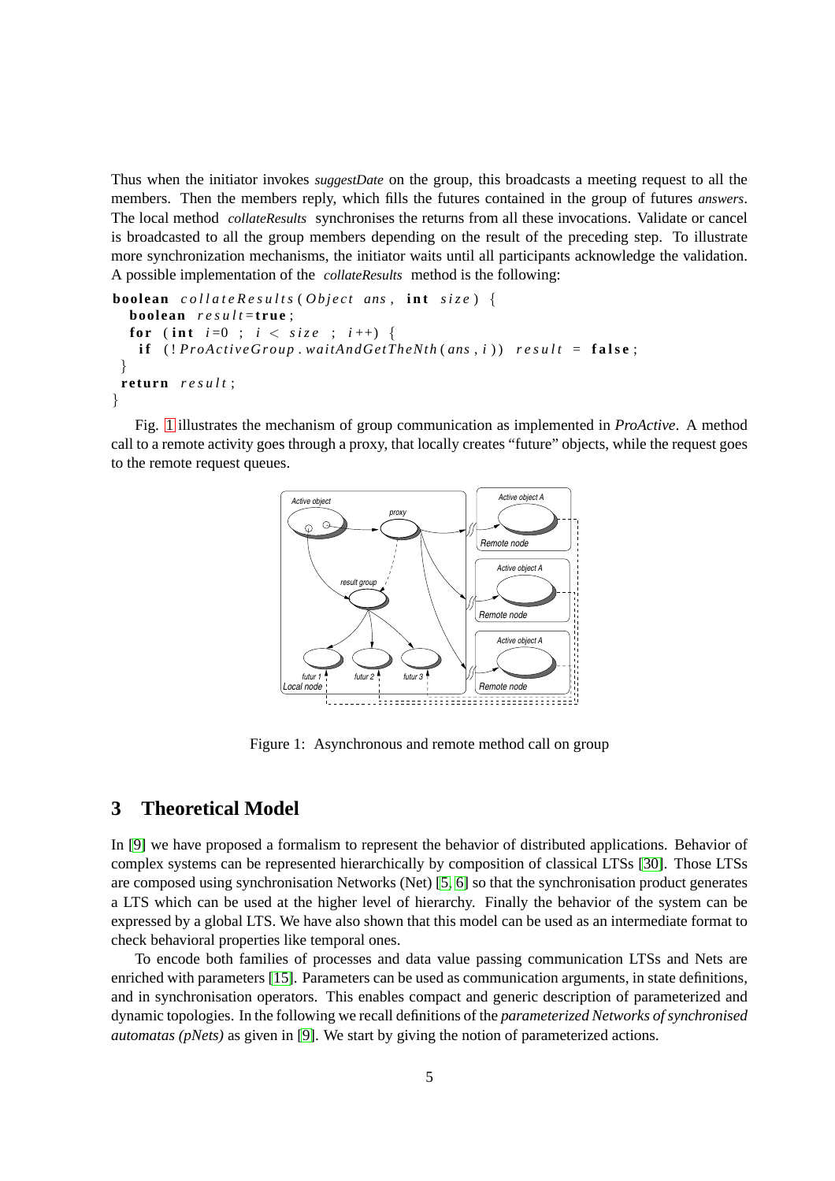Thus when the initiator invokes *suggestDate* on the group, this broadcasts a meeting request to all the members. Then the members reply, which fills the futures contained in the group of futures *answers*. The local method *collateResults* synchronises the returns from all these invocations. Validate or cancel is broadcasted to all the group members depending on the result of the preceding step. To illustrate more synchronization mechanisms, the initiator waits until all participants acknowledge the validation. A possible implementation of the *collateResults* method is the following:

```
boolean collateResults(Object ans, int size) {
  boolean result=true;
  for (int i=0 ; i < size ; i++) {
    if (!ProActiveGroup.waitAndGetTheNth(ans,i)) result = false;
 }
 return result;
}
```

Fig. 1 illustrates the mechanism of group communication as implemented in *ProActive*. A method call to a remote activity goes through a proxy, that locally creates "future" objects, while the request goes to the remote request queues.

Figure 1: Asynchronous and remote method call on group

# 3 Theoretical Model

In [9] we have proposed a formalism to represent the behavior of distributed applications. Behavior of complex systems can be represented hierarchically by composition of classical LTSs [30]. Those LTSs are composed using synchronisation Networks (Net) [5, 6] so that the synchronisation product generates a LTS which can be used at the higher level of hierarchy. Finally the behavior of the system can be expressed by a global LTS. We have also shown that this model can be used as an intermediate format to check behavioral properties like temporal ones.

To encode both families of processes and data value passing communication LTSs and Nets are enriched with parameters [15]. Parameters can be used as communication arguments, in state definitions, and in synchronisation operators. This enables compact and generic description of parameterized and dynamic topologies. In the following we recall definitions of the *parameterized Networks of synchronised automatas (pNets)* as given in [9]. We start by giving the notion of parameterized actions.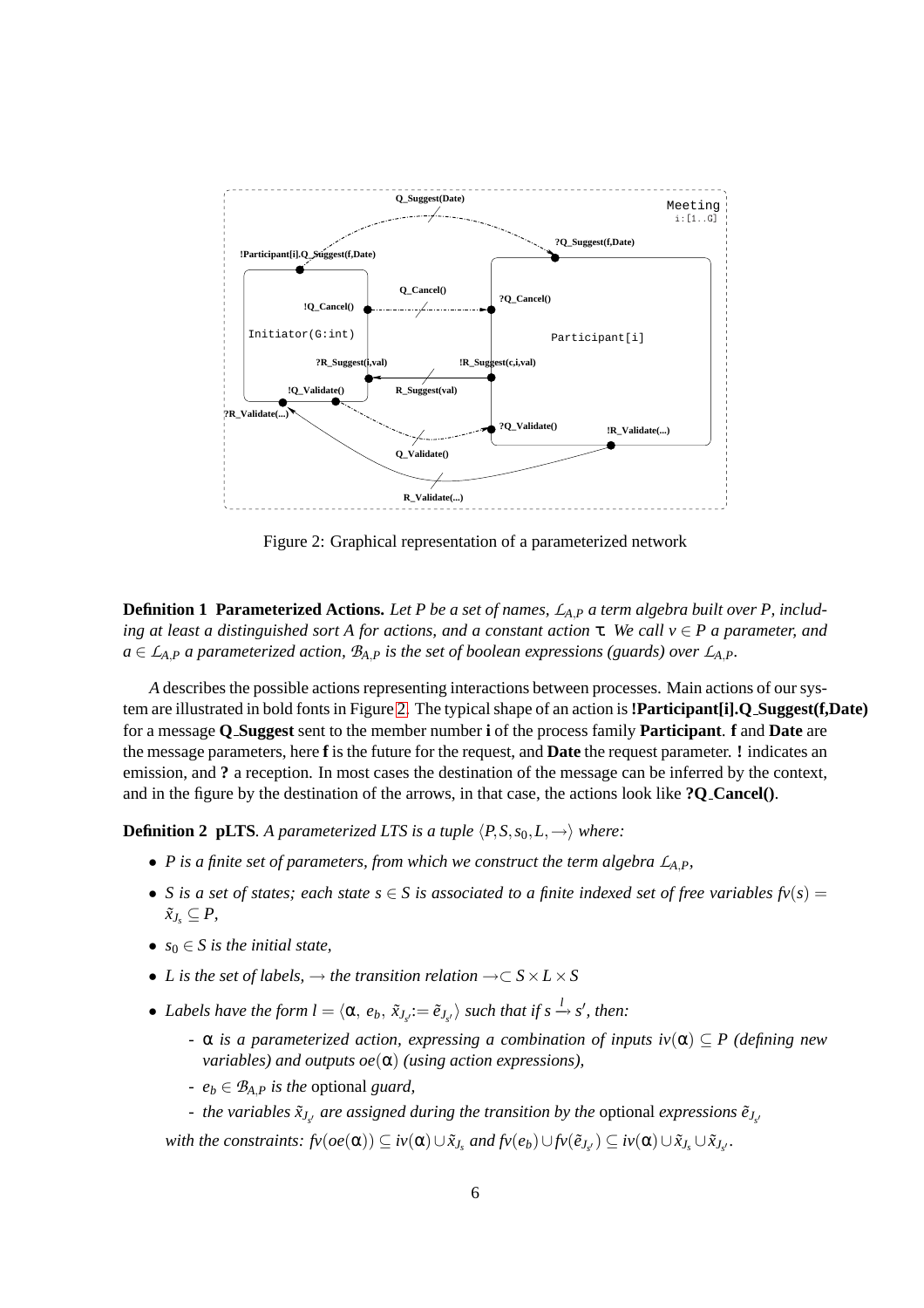Figure 2: Graphical representation of a parameterized network

**Definition 1 Parameterized Actions.** *Let P be a set of names, $\mathcal{L}_{A,P}$ a term algebra built over P, including at least a distinguished sort A for actions, and a constant action τ. We call $v \in P$ a parameter, and $a \in \mathcal{L}_{A,P}$ a parameterized action, $\mathcal{B}_{A,P}$ is the set of boolean expressions (guards) over $\mathcal{L}_{A,P}$.*

*A* describes the possible actions representing interactions between processes. Main actions of our system are illustrated in bold fonts in Figure 2. The typical shape of an action is **!Participant[i].Q_Suggest(f,Date)** for a message **Q_Suggest** sent to the member number **i** of the process family **Participant**. **f** and **Date** are the message parameters, here **f** is the future for the request, and **Date** the request parameter. **!** indicates an emission, and **?** a reception. In most cases the destination of the message can be inferred by the context, and in the figure by the destination of the arrows, in that case, the actions look like **?Q_Cancel()**.

**Definition 2 pLTS**. *A parameterized LTS is a tuple $\langle P, S, s_0, L, \rightarrow \rangle$ where:*

- *P is a finite set of parameters, from which we construct the term algebra $\mathcal{L}_{A,P}$,*
- *S is a set of states; each state $s \in S$ is associated to a finite indexed set of free variables $fv(s) = \tilde{x}_{J_s} \subseteq P$,*
- *$s_0 \in S$ is the initial state,*
- *L is the set of labels, $\rightarrow$ the transition relation $\rightarrow \subset S \times L \times S$*
- *Labels have the form $l = \langle \alpha,\ e_b,\ \tilde{x}_{J_{s'}} := \tilde{e}_{J_{s'}} \rangle$ such that if $s \xrightarrow{l} s'$, then:*
  - *α is a parameterized action, expressing a combination of inputs $iv(\alpha) \subseteq P$ (defining new variables) and outputs $oe(\alpha)$ (using action expressions),*
  - *$e_b \in \mathcal{B}_{A,P}$ is the* optional *guard,*
  - *the variables $\tilde{x}_{J_{s'}}$ are assigned during the transition by the* optional *expressions $\tilde{e}_{J_{s'}}$*

  *with the constraints: $fv(oe(\alpha)) \subseteq iv(\alpha) \cup \tilde{x}_{J_s}$ and $fv(e_b) \cup fv(\tilde{e}_{J_{s'}}) \subseteq iv(\alpha) \cup \tilde{x}_{J_s} \cup \tilde{x}_{J_{s'}}$.*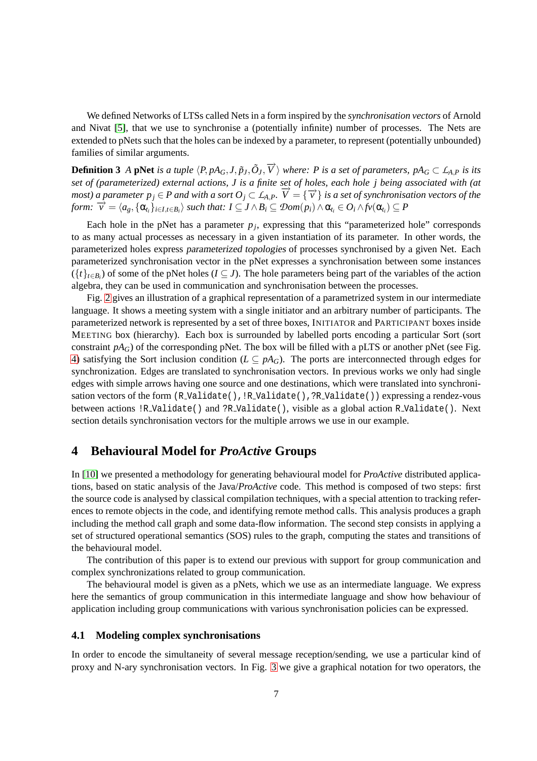We defined Networks of LTSs called Nets in a form inspired by the *synchronisation vectors* of Arnold and Nivat [5], that we use to synchronise a (potentially infinite) number of processes. The Nets are extended to pNets such that the holes can be indexed by a parameter, to represent (potentially unbounded) families of similar arguments.

**Definition 3** *A* **pNet** *is a tuple* $\langle P, pA_G, J, \tilde{p}_J, \tilde{O}_J, \overrightarrow{V} \rangle$ *where: P is a set of parameters,* $pA_G \subset \mathcal{L}_{A,P}$ *is its set of (parameterized) external actions, J is a finite set of holes, each hole j being associated with (at most) a parameter* $p_j \in P$ *and with a sort* $O_j \subset \mathcal{L}_{A,P}$*.* $\overrightarrow{V} = \{\overrightarrow{v}\}$ *is a set of synchronisation vectors of the form:* $\overrightarrow{v} = \langle a_g, \{\alpha_{t_i}\}_{i \in I, t \in B_i} \rangle$ *such that:* $I \subseteq J \wedge B_i \subseteq \mathcal{D}om(p_i) \wedge \alpha_{t_i} \in O_i \wedge fv(\alpha_{t_i}) \subseteq P$

Each hole in the pNet has a parameter $p_j$, expressing that this "parameterized hole" corresponds to as many actual processes as necessary in a given instantiation of its parameter. In other words, the parameterized holes express *parameterized topologies* of processes synchronised by a given Net. Each parameterized synchronisation vector in the pNet expresses a synchronisation between some instances ($\{t\}_{t \in B_i}$) of some of the pNet holes ($I \subseteq J$). The hole parameters being part of the variables of the action algebra, they can be used in communication and synchronisation between the processes.

Fig. 2 gives an illustration of a graphical representation of a parametrized system in our intermediate language. It shows a meeting system with a single initiator and an arbitrary number of participants. The parameterized network is represented by a set of three boxes, INITIATOR and PARTICIPANT boxes inside MEETING box (hierarchy). Each box is surrounded by labelled ports encoding a particular Sort (sort constraint $pA_G$) of the corresponding pNet. The box will be filled with a pLTS or another pNet (see Fig. 4) satisfying the Sort inclusion condition ($L \subseteq pA_G$). The ports are interconnected through edges for synchronization. Edges are translated to synchronisation vectors. In previous works we only had single edges with simple arrows having one source and one destinations, which were translated into synchronisation vectors of the form `(R_Validate(),!R_Validate(),?R_Validate())` expressing a rendez-vous between actions `!R_Validate()` and `?R_Validate()`, visible as a global action `R_Validate()`. Next section details synchronisation vectors for the multiple arrows we use in our example.

## 4 Behavioural Model for *ProActive* Groups

In [10] we presented a methodology for generating behavioural model for *ProActive* distributed applications, based on static analysis of the Java/*ProActive* code. This method is composed of two steps: first the source code is analysed by classical compilation techniques, with a special attention to tracking references to remote objects in the code, and identifying remote method calls. This analysis produces a graph including the method call graph and some data-flow information. The second step consists in applying a set of structured operational semantics (SOS) rules to the graph, computing the states and transitions of the behavioural model.

The contribution of this paper is to extend our previous with support for group communication and complex synchronizations related to group communication.

The behavioural model is given as a pNets, which we use as an intermediate language. We express here the semantics of group communication in this intermediate language and show how behaviour of application including group communications with various synchronisation policies can be expressed.

### 4.1 Modeling complex synchronisations

In order to encode the simultaneity of several message reception/sending, we use a particular kind of proxy and N-ary synchronisation vectors. In Fig. 3 we give a graphical notation for two operators, the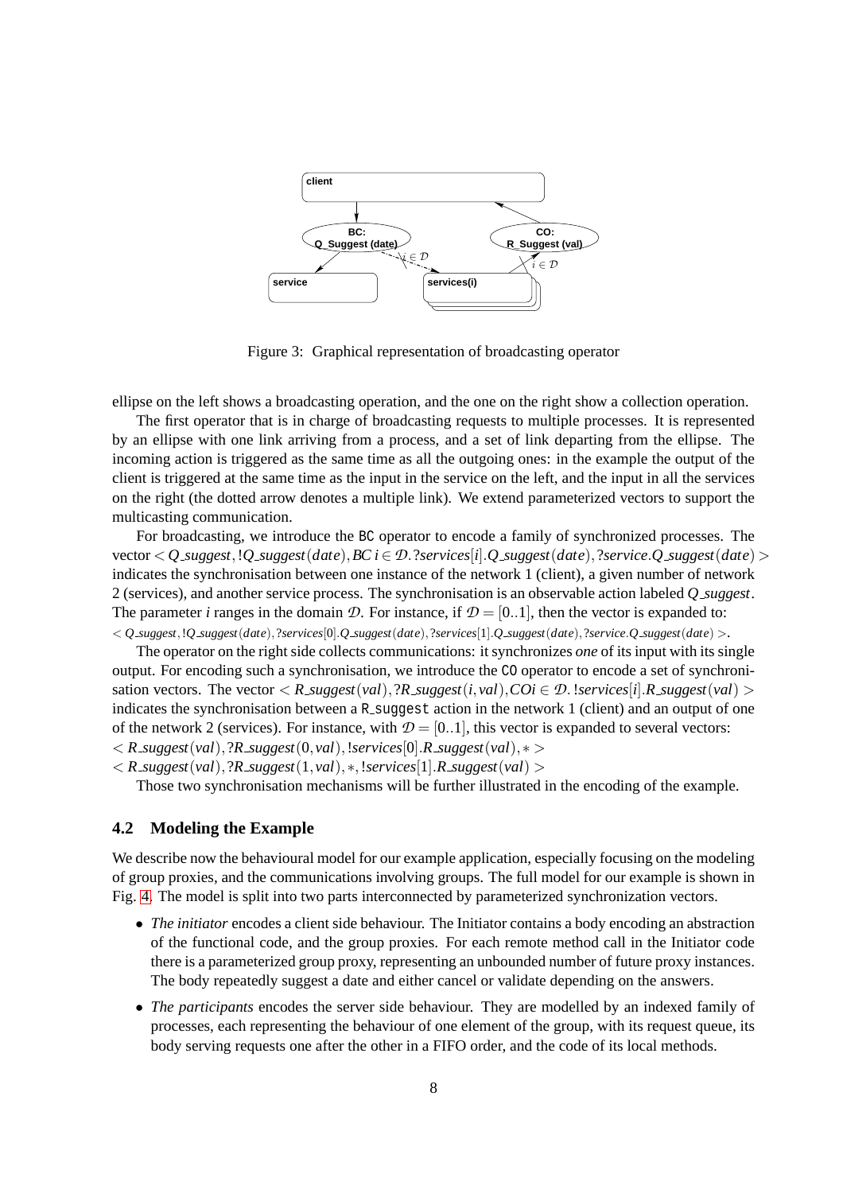Figure 3: Graphical representation of broadcasting operator

ellipse on the left shows a broadcasting operation, and the one on the right show a collection operation.

The first operator that is in charge of broadcasting requests to multiple processes. It is represented by an ellipse with one link arriving from a process, and a set of link departing from the ellipse. The incoming action is triggered as the same time as all the outgoing ones: in the example the output of the client is triggered at the same time as the input in the service on the left, and the input in all the services on the right (the dotted arrow denotes a multiple link). We extend parameterized vectors to support the multicasting communication.

For broadcasting, we introduce the BC operator to encode a family of synchronized processes. The vector $< Q\_suggest, !Q\_suggest(date), BC\ i \in \mathcal{D}. ?services[i].Q\_suggest(date), ?service.Q\_suggest(date) >$ indicates the synchronisation between one instance of the network 1 (client), a given number of network 2 (services), and another service process. The synchronisation is an observable action labeled *Q_suggest*. The parameter $i$ ranges in the domain $\mathcal{D}$. For instance, if $\mathcal{D} = [0..1]$, then the vector is expanded to: $< Q\_suggest, !Q\_suggest(date), ?services[0].Q\_suggest(date), ?services[1].Q\_suggest(date), ?service.Q\_suggest(date) >$.

The operator on the right side collects communications: it synchronizes *one* of its input with its single output. For encoding such a synchronisation, we introduce the CO operator to encode a set of synchronisation vectors. The vector $< R\_suggest(val), ?R\_suggest(i, val), COi \in \mathcal{D}. !services[i].R\_suggest(val) >$ indicates the synchronisation between a R_suggest action in the network 1 (client) and an output of one of the network 2 (services). For instance, with $\mathcal{D} = [0..1]$, this vector is expanded to several vectors:
$< R\_suggest(val), ?R\_suggest(0, val), !services[0].R\_suggest(val), * >$
$< R\_suggest(val), ?R\_suggest(1, val), *, !services[1].R\_suggest(val) >$

Those two synchronisation mechanisms will be further illustrated in the encoding of the example.

### 4.2 Modeling the Example

We describe now the behavioural model for our example application, especially focusing on the modeling of group proxies, and the communications involving groups. The full model for our example is shown in Fig. 4. The model is split into two parts interconnected by parameterized synchronization vectors.

- *The initiator* encodes a client side behaviour. The Initiator contains a body encoding an abstraction of the functional code, and the group proxies. For each remote method call in the Initiator code there is a parameterized group proxy, representing an unbounded number of future proxy instances. The body repeatedly suggest a date and either cancel or validate depending on the answers.
- *The participants* encodes the server side behaviour. They are modelled by an indexed family of processes, each representing the behaviour of one element of the group, with its request queue, its body serving requests one after the other in a FIFO order, and the code of its local methods.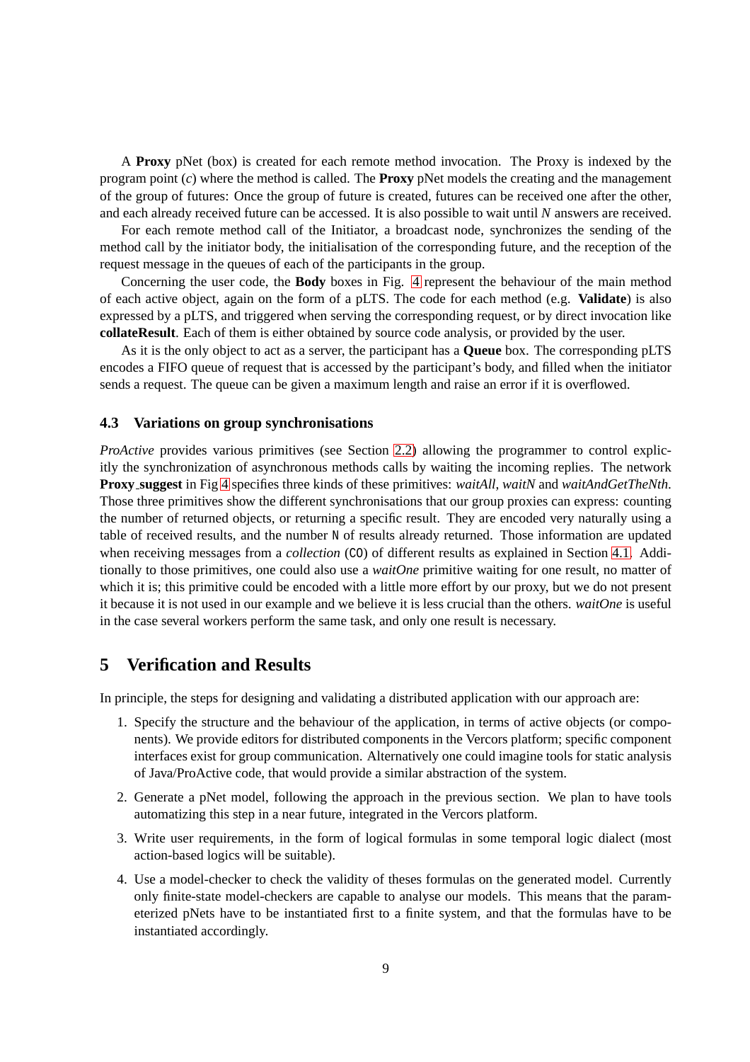A **Proxy** pNet (box) is created for each remote method invocation. The Proxy is indexed by the program point ($c$) where the method is called. The **Proxy** pNet models the creating and the management of the group of futures: Once the group of future is created, futures can be received one after the other, and each already received future can be accessed. It is also possible to wait until $N$ answers are received.

For each remote method call of the Initiator, a broadcast node, synchronizes the sending of the method call by the initiator body, the initialisation of the corresponding future, and the reception of the request message in the queues of each of the participants in the group.

Concerning the user code, the **Body** boxes in Fig. 4 represent the behaviour of the main method of each active object, again on the form of a pLTS. The code for each method (e.g. **Validate**) is also expressed by a pLTS, and triggered when serving the corresponding request, or by direct invocation like **collateResult**. Each of them is either obtained by source code analysis, or provided by the user.

As it is the only object to act as a server, the participant has a **Queue** box. The corresponding pLTS encodes a FIFO queue of request that is accessed by the participant's body, and filled when the initiator sends a request. The queue can be given a maximum length and raise an error if it is overflowed.

### 4.3 Variations on group synchronisations

*ProActive* provides various primitives (see Section 2.2) allowing the programmer to control explicitly the synchronization of asynchronous methods calls by waiting the incoming replies. The network **Proxy_suggest** in Fig 4 specifies three kinds of these primitives: *waitAll, waitN* and *waitAndGetTheNth*. Those three primitives show the different synchronisations that our group proxies can express: counting the number of returned objects, or returning a specific result. They are encoded very naturally using a table of received results, and the number `N` of results already returned. Those information are updated when receiving messages from a *collection* (`CO`) of different results as explained in Section 4.1. Additionally to those primitives, one could also use a *waitOne* primitive waiting for one result, no matter of which it is; this primitive could be encoded with a little more effort by our proxy, but we do not present it because it is not used in our example and we believe it is less crucial than the others. *waitOne* is useful in the case several workers perform the same task, and only one result is necessary.

## 5 Verification and Results

In principle, the steps for designing and validating a distributed application with our approach are:

1. Specify the structure and the behaviour of the application, in terms of active objects (or components). We provide editors for distributed components in the Vercors platform; specific component interfaces exist for group communication. Alternatively one could imagine tools for static analysis of Java/ProActive code, that would provide a similar abstraction of the system.
2. Generate a pNet model, following the approach in the previous section. We plan to have tools automatizing this step in a near future, integrated in the Vercors platform.
3. Write user requirements, in the form of logical formulas in some temporal logic dialect (most action-based logics will be suitable).
4. Use a model-checker to check the validity of theses formulas on the generated model. Currently only finite-state model-checkers are capable to analyse our models. This means that the parameterized pNets have to be instantiated first to a finite system, and that the formulas have to be instantiated accordingly.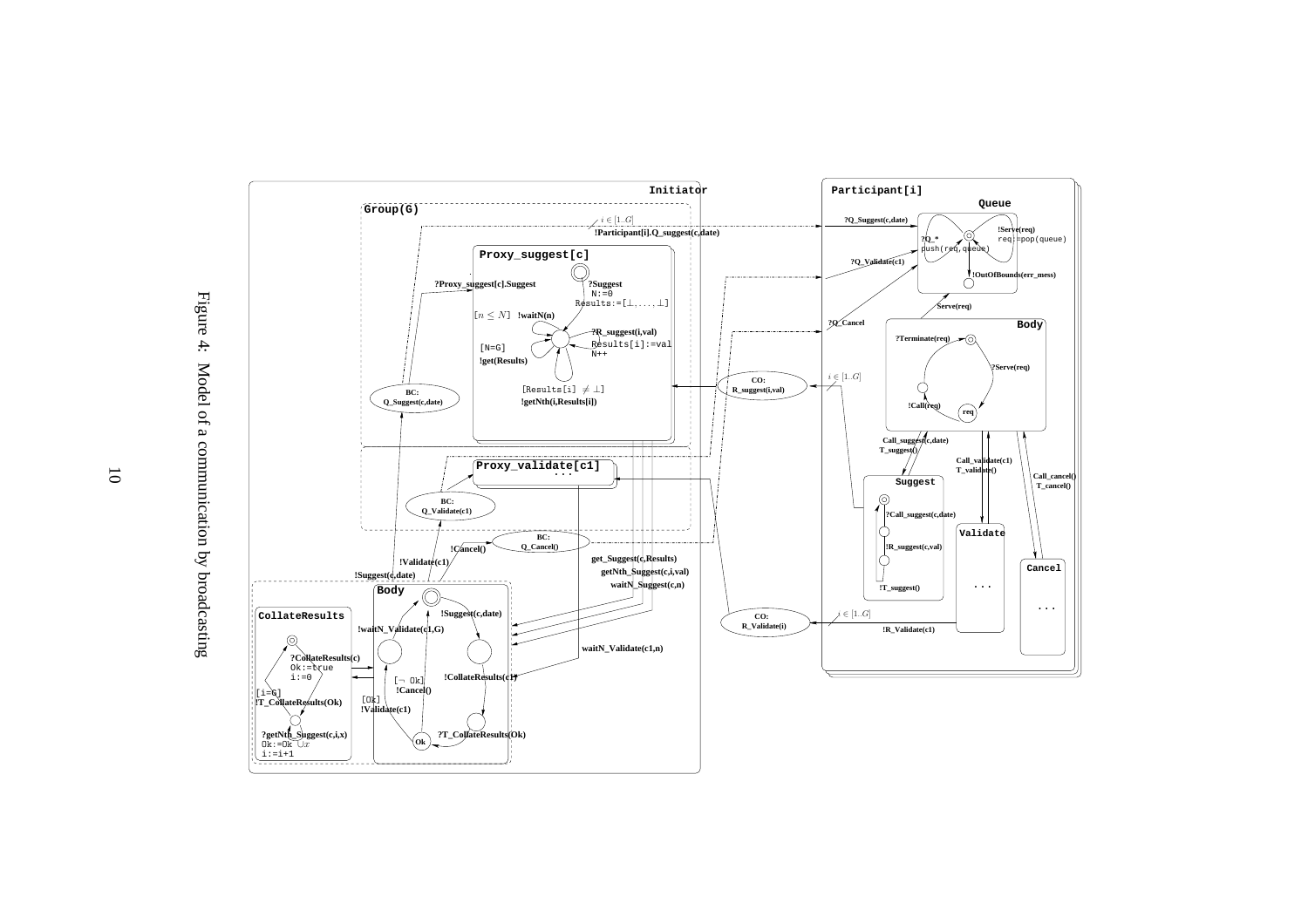Figure 4: Model of a communication by broadcasting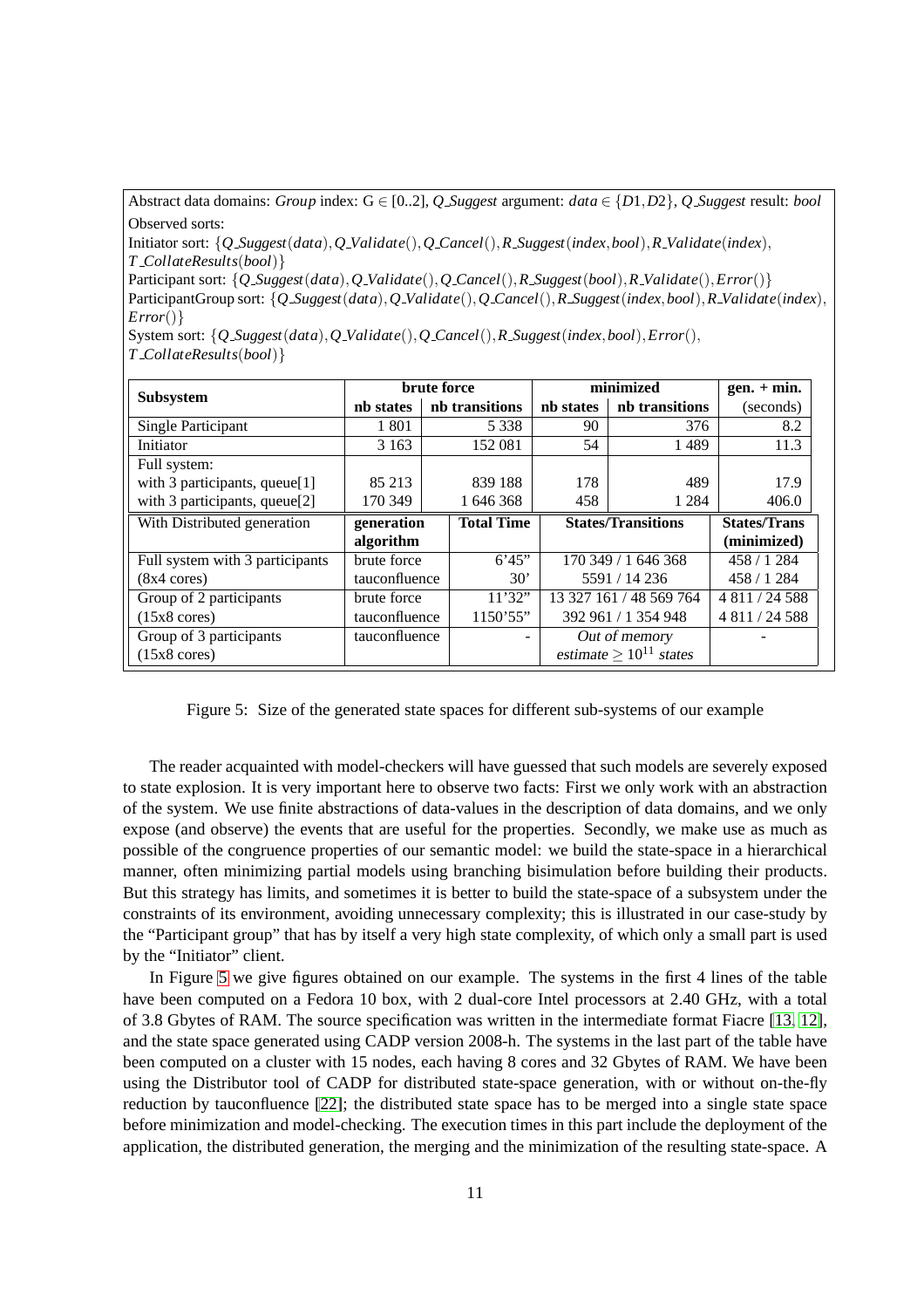Abstract data domains: *Group* index: $G \in [0..2]$, *Q_Suggest* argument: $data \in \{D1, D2\}$, *Q_Suggest* result: *bool*

Observed sorts:

Initiator sort: $\{Q\_Suggest(data), Q\_Validate(), Q\_Cancel(), R\_Suggest(index, bool), R\_Validate(index), T\_CollateResults(bool)\}$

Participant sort: $\{Q\_Suggest(data), Q\_Validate(), Q\_Cancel(), R\_Suggest(bool), R\_Validate(), Error()\}$

ParticipantGroup sort: $\{Q\_Suggest(data), Q\_Validate(), Q\_Cancel(), R\_Suggest(index, bool), R\_Validate(index), Error()\}$

System sort: $\{Q\_Suggest(data), Q\_Validate(), Q\_Cancel(), R\_Suggest(index, bool), Error(), T\_CollateResults(bool)\}$

| Subsystem | brute force | | minimized | | gen. + min. |
|---|---|---|---|---|---|
| | nb states | nb transitions | nb states | nb transitions | (seconds) |
| Single Participant | 1 801 | 5 338 | 90 | 376 | 8.2 |
| Initiator | 3 163 | 152 081 | 54 | 1 489 | 11.3 |
| Full system: with 3 participants, queue[1] | 85 213 | 839 188 | 178 | 489 | 17.9 |
| with 3 participants, queue[2] | 170 349 | 1 646 368 | 458 | 1 284 | 406.0 |

| With Distributed generation | generation algorithm | Total Time | States/Transitions | States/Trans (minimized) |
|---|---|---|---|---|
| Full system with 3 participants (8x4 cores) | brute force | 6'45" | 170 349 / 1 646 368 | 458 / 1 284 |
| | tauconfluence | 30' | 5591 / 14 236 | 458 / 1 284 |
| Group of 2 participants (15x8 cores) | brute force | 11'32" | 13 327 161 / 48 569 764 | 4 811 / 24 588 |
| | tauconfluence | 1150'55" | 392 961 / 1 354 948 | 4 811 / 24 588 |
| Group of 3 participants (15x8 cores) | tauconfluence | - | *Out of memory estimate* $\geq 10^{11}$ *states* | - |

Figure 5: Size of the generated state spaces for different sub-systems of our example

The reader acquainted with model-checkers will have guessed that such models are severely exposed to state explosion. It is very important here to observe two facts: First we only work with an abstraction of the system. We use finite abstractions of data-values in the description of data domains, and we only expose (and observe) the events that are useful for the properties. Secondly, we make use as much as possible of the congruence properties of our semantic model: we build the state-space in a hierarchical manner, often minimizing partial models using branching bisimulation before building their products. But this strategy has limits, and sometimes it is better to build the state-space of a subsystem under the constraints of its environment, avoiding unnecessary complexity; this is illustrated in our case-study by the "Participant group" that has by itself a very high state complexity, of which only a small part is used by the "Initiator" client.

In Figure 5 we give figures obtained on our example. The systems in the first 4 lines of the table have been computed on a Fedora 10 box, with 2 dual-core Intel processors at 2.40 GHz, with a total of 3.8 Gbytes of RAM. The source specification was written in the intermediate format Fiacre [13, 12], and the state space generated using CADP version 2008-h. The systems in the last part of the table have been computed on a cluster with 15 nodes, each having 8 cores and 32 Gbytes of RAM. We have been using the Distributor tool of CADP for distributed state-space generation, with or without on-the-fly reduction by tauconfluence [22]; the distributed state space has to be merged into a single state space before minimization and model-checking. The execution times in this part include the deployment of the application, the distributed generation, the merging and the minimization of the resulting state-space. A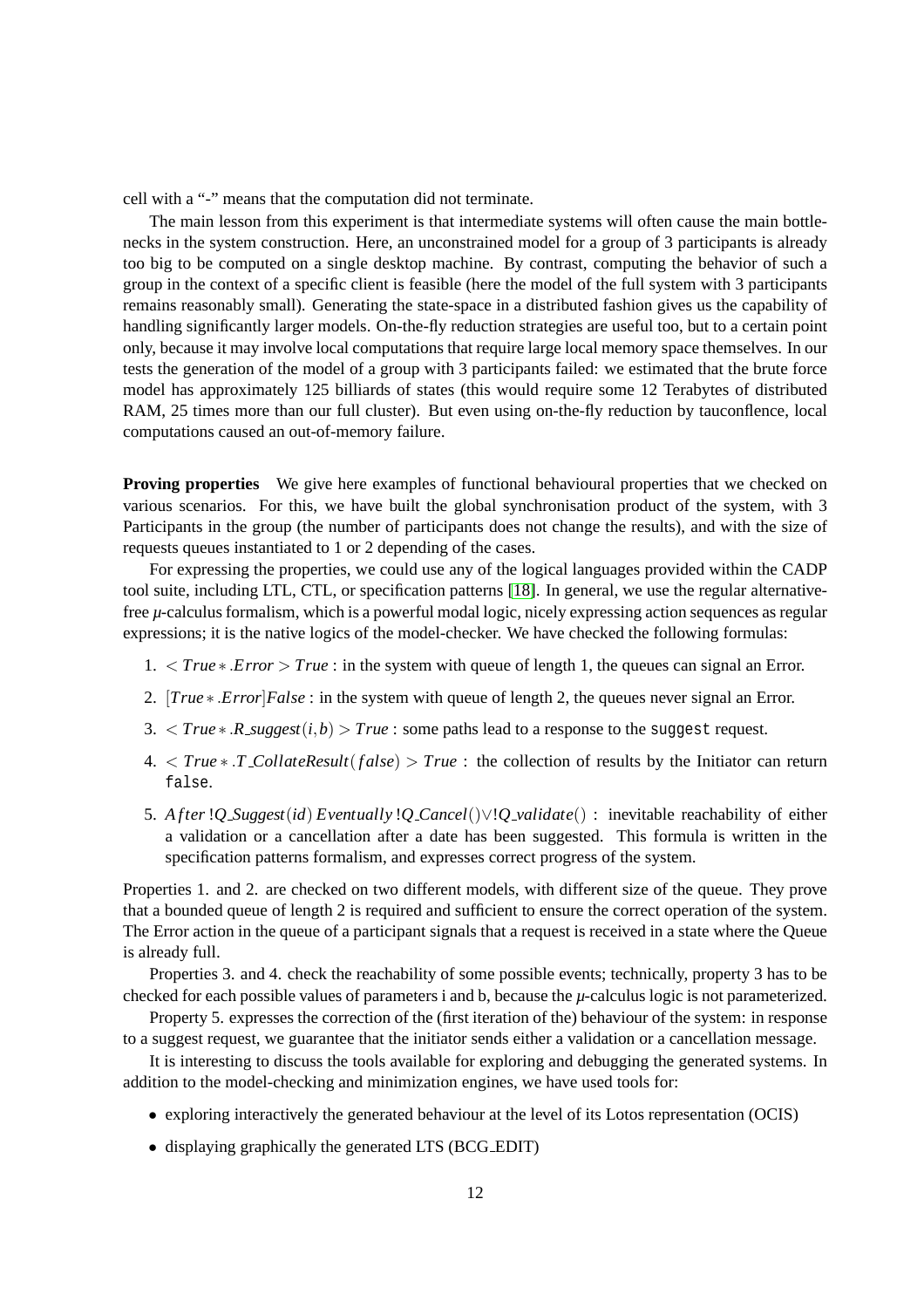cell with a "-" means that the computation did not terminate.

The main lesson from this experiment is that intermediate systems will often cause the main bottlenecks in the system construction. Here, an unconstrained model for a group of 3 participants is already too big to be computed on a single desktop machine. By contrast, computing the behavior of such a group in the context of a specific client is feasible (here the model of the full system with 3 participants remains reasonably small). Generating the state-space in a distributed fashion gives us the capability of handling significantly larger models. On-the-fly reduction strategies are useful too, but to a certain point only, because it may involve local computations that require large local memory space themselves. In our tests the generation of the model of a group with 3 participants failed: we estimated that the brute force model has approximately 125 billiards of states (this would require some 12 Terabytes of distributed RAM, 25 times more than our full cluster). But even using on-the-fly reduction by tauconflence, local computations caused an out-of-memory failure.

**Proving properties** We give here examples of functional behavioural properties that we checked on various scenarios. For this, we have built the global synchronisation product of the system, with 3 Participants in the group (the number of participants does not change the results), and with the size of requests queues instantiated to 1 or 2 depending of the cases.

For expressing the properties, we could use any of the logical languages provided within the CADP tool suite, including LTL, CTL, or specification patterns [18]. In general, we use the regular alternative-free $\mu$-calculus formalism, which is a powerful modal logic, nicely expressing action sequences as regular expressions; it is the native logics of the model-checker. We have checked the following formulas:

1. $< True*.Error > True$ : in the system with queue of length 1, the queues can signal an Error.
2. $[True*.Error]False$ : in the system with queue of length 2, the queues never signal an Error.
3. $< True*.R\_suggest(i,b) > True$ : some paths lead to a response to the `suggest` request.
4. $< True*.T\_CollateResult(false) > True$ : the collection of results by the Initiator can return `false`.
5. $After\ !Q\_Suggest(id)\ Eventually\ !Q\_Cancel() \vee !Q\_validate()$ : inevitable reachability of either a validation or a cancellation after a date has been suggested. This formula is written in the specification patterns formalism, and expresses correct progress of the system.

Properties 1. and 2. are checked on two different models, with different size of the queue. They prove that a bounded queue of length 2 is required and sufficient to ensure the correct operation of the system. The Error action in the queue of a participant signals that a request is received in a state where the Queue is already full.

Properties 3. and 4. check the reachability of some possible events; technically, property 3 has to be checked for each possible values of parameters i and b, because the $\mu$-calculus logic is not parameterized.

Property 5. expresses the correction of the (first iteration of the) behaviour of the system: in response to a suggest request, we guarantee that the initiator sends either a validation or a cancellation message.

It is interesting to discuss the tools available for exploring and debugging the generated systems. In addition to the model-checking and minimization engines, we have used tools for:

- exploring interactively the generated behaviour at the level of its Lotos representation (OCIS)
- displaying graphically the generated LTS (BCG_EDIT)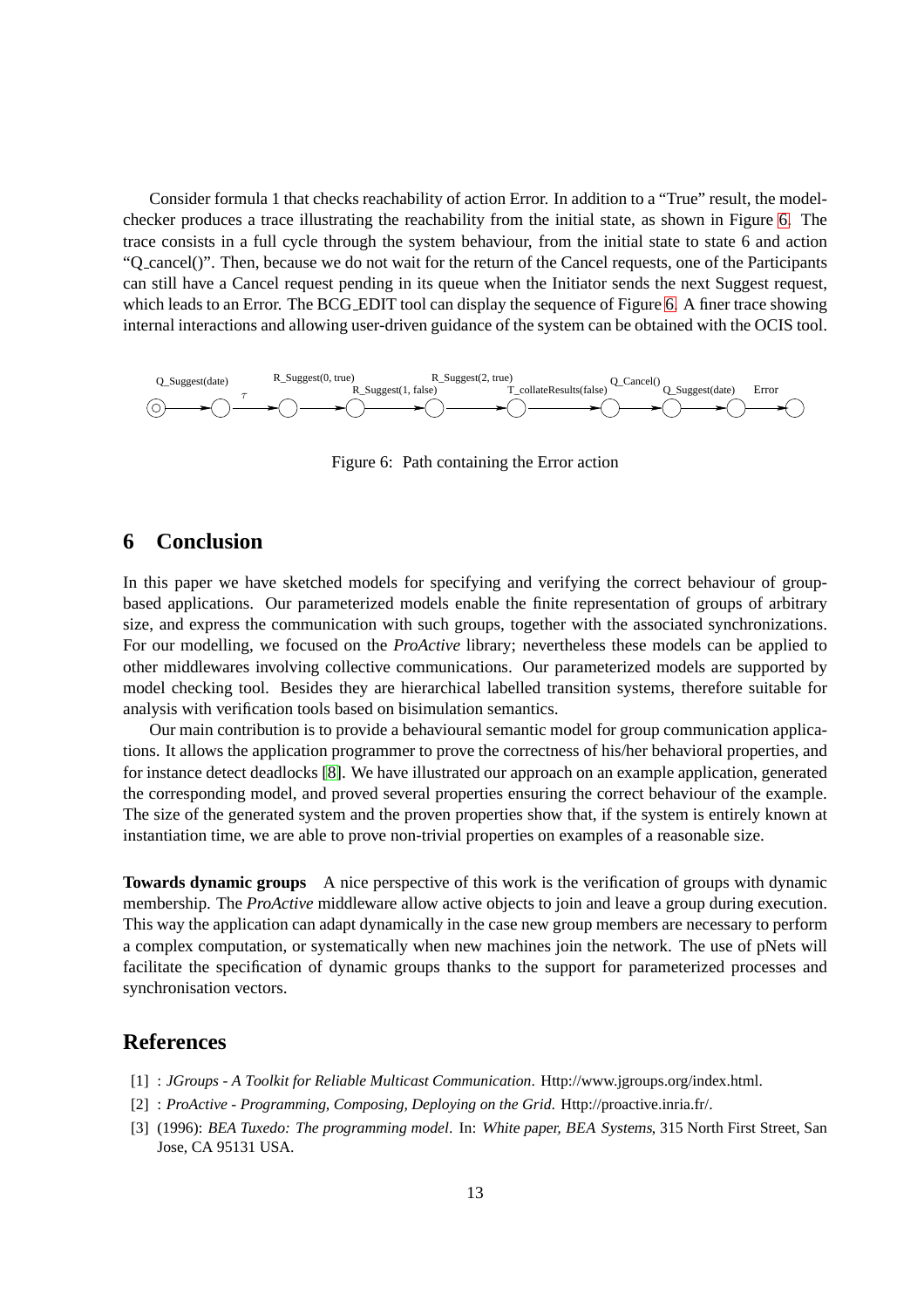Consider formula 1 that checks reachability of action Error. In addition to a "True" result, the model-checker produces a trace illustrating the reachability from the initial state, as shown in Figure 6. The trace consists in a full cycle through the system behaviour, from the initial state to state 6 and action "Q_cancel()". Then, because we do not wait for the return of the Cancel requests, one of the Participants can still have a Cancel request pending in its queue when the Initiator sends the next Suggest request, which leads to an Error. The BCG_EDIT tool can display the sequence of Figure 6. A finer trace showing internal interactions and allowing user-driven guidance of the system can be obtained with the OCIS tool.

Q_Suggest(date) → $\tau$ → R_Suggest(0, true) → R_Suggest(1, false) → R_Suggest(2, true) → T_collateResults(false) → Q_Cancel() → Q_Suggest(date) → Error

Figure 6: Path containing the Error action

## 6 Conclusion

In this paper we have sketched models for specifying and verifying the correct behaviour of group-based applications. Our parameterized models enable the finite representation of groups of arbitrary size, and express the communication with such groups, together with the associated synchronizations. For our modelling, we focused on the *ProActive* library; nevertheless these models can be applied to other middlewares involving collective communications. Our parameterized models are supported by model checking tool. Besides they are hierarchical labelled transition systems, therefore suitable for analysis with verification tools based on bisimulation semantics.

Our main contribution is to provide a behavioural semantic model for group communication applications. It allows the application programmer to prove the correctness of his/her behavioral properties, and for instance detect deadlocks [8]. We have illustrated our approach on an example application, generated the corresponding model, and proved several properties ensuring the correct behaviour of the example. The size of the generated system and the proven properties show that, if the system is entirely known at instantiation time, we are able to prove non-trivial properties on examples of a reasonable size.

**Towards dynamic groups** A nice perspective of this work is the verification of groups with dynamic membership. The *ProActive* middleware allow active objects to join and leave a group during execution. This way the application can adapt dynamically in the case new group members are necessary to perform a complex computation, or systematically when new machines join the network. The use of pNets will facilitate the specification of dynamic groups thanks to the support for parameterized processes and synchronisation vectors.

## References

[1] : *JGroups - A Toolkit for Reliable Multicast Communication*. Http://www.jgroups.org/index.html.

[2] : *ProActive - Programming, Composing, Deploying on the Grid*. Http://proactive.inria.fr/.

[3] (1996): *BEA Tuxedo: The programming model*. In: *White paper, BEA Systems*, 315 North First Street, San Jose, CA 95131 USA.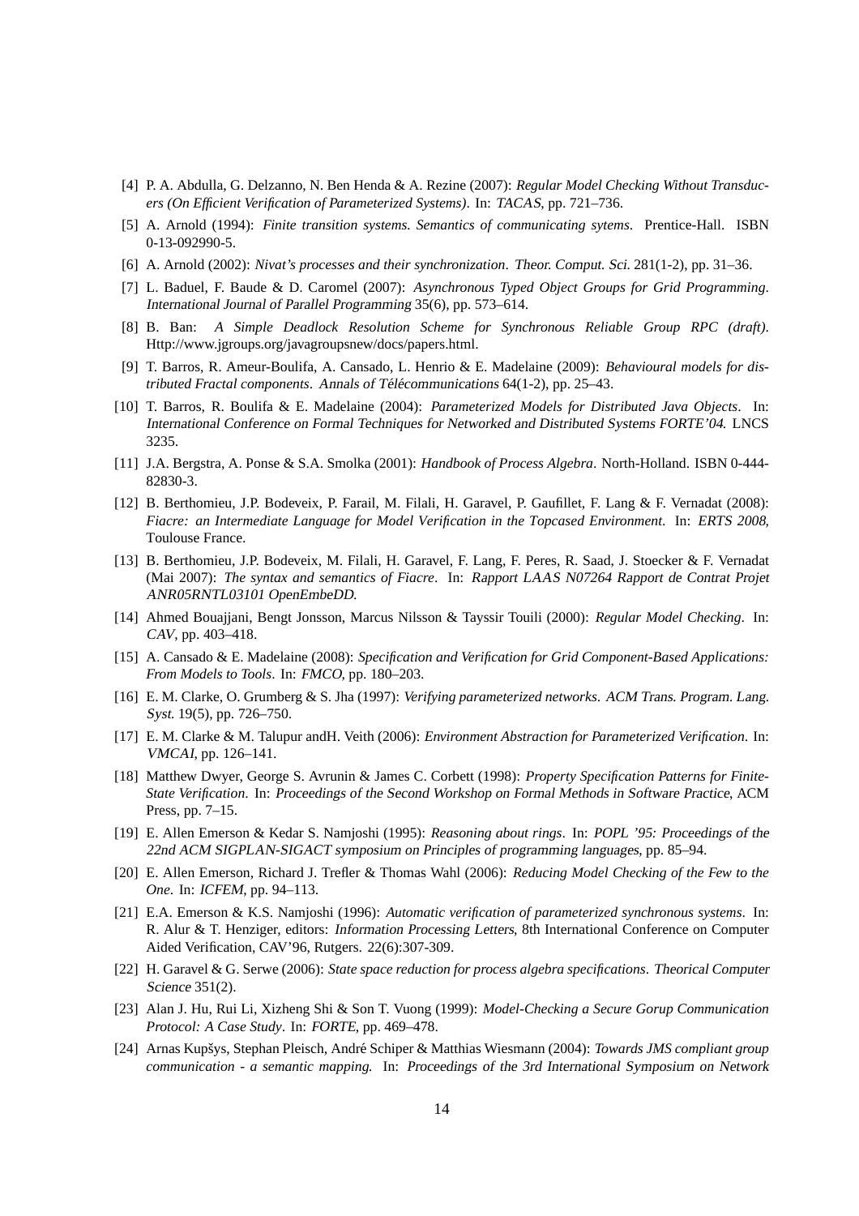[4] P. A. Abdulla, G. Delzanno, N. Ben Henda & A. Rezine (2007): *Regular Model Checking Without Transducers (On Efficient Verification of Parameterized Systems)*. In: *TACAS*, pp. 721–736.

[5] A. Arnold (1994): *Finite transition systems. Semantics of communicating sytems*. Prentice-Hall. ISBN 0-13-092990-5.

[6] A. Arnold (2002): *Nivat's processes and their synchronization*. *Theor. Comput. Sci.* 281(1-2), pp. 31–36.

[7] L. Baduel, F. Baude & D. Caromel (2007): *Asynchronous Typed Object Groups for Grid Programming*. *International Journal of Parallel Programming* 35(6), pp. 573–614.

[8] B. Ban: *A Simple Deadlock Resolution Scheme for Synchronous Reliable Group RPC (draft)*. Http://www.jgroups.org/javagroupsnew/docs/papers.html.

[9] T. Barros, R. Ameur-Boulifa, A. Cansado, L. Henrio & E. Madelaine (2009): *Behavioural models for distributed Fractal components*. *Annals of Télécommunications* 64(1-2), pp. 25–43.

[10] T. Barros, R. Boulifa & E. Madelaine (2004): *Parameterized Models for Distributed Java Objects*. In: *International Conference on Formal Techniques for Networked and Distributed Systems FORTE'04*. LNCS 3235.

[11] J.A. Bergstra, A. Ponse & S.A. Smolka (2001): *Handbook of Process Algebra*. North-Holland. ISBN 0-444-82830-3.

[12] B. Berthomieu, J.P. Bodeveix, P. Farail, M. Filali, H. Garavel, P. Gaufillet, F. Lang & F. Vernadat (2008): *Fiacre: an Intermediate Language for Model Verification in the Topcased Environment*. In: *ERTS 2008*, Toulouse France.

[13] B. Berthomieu, J.P. Bodeveix, M. Filali, H. Garavel, F. Lang, F. Peres, R. Saad, J. Stoecker & F. Vernadat (Mai 2007): *The syntax and semantics of Fiacre*. In: *Rapport LAAS N07264 Rapport de Contrat Projet ANR05RNTL03101 OpenEmbeDD*.

[14] Ahmed Bouajjani, Bengt Jonsson, Marcus Nilsson & Tayssir Touili (2000): *Regular Model Checking*. In: *CAV*, pp. 403–418.

[15] A. Cansado & E. Madelaine (2008): *Specification and Verification for Grid Component-Based Applications: From Models to Tools*. In: *FMCO*, pp. 180–203.

[16] E. M. Clarke, O. Grumberg & S. Jha (1997): *Verifying parameterized networks*. *ACM Trans. Program. Lang. Syst.* 19(5), pp. 726–750.

[17] E. M. Clarke & M. Talupur andH. Veith (2006): *Environment Abstraction for Parameterized Verification*. In: *VMCAI*, pp. 126–141.

[18] Matthew Dwyer, George S. Avrunin & James C. Corbett (1998): *Property Specification Patterns for Finite-State Verification*. In: *Proceedings of the Second Workshop on Formal Methods in Software Practice*, ACM Press, pp. 7–15.

[19] E. Allen Emerson & Kedar S. Namjoshi (1995): *Reasoning about rings*. In: *POPL '95: Proceedings of the 22nd ACM SIGPLAN-SIGACT symposium on Principles of programming languages*, pp. 85–94.

[20] E. Allen Emerson, Richard J. Trefler & Thomas Wahl (2006): *Reducing Model Checking of the Few to the One*. In: *ICFEM*, pp. 94–113.

[21] E.A. Emerson & K.S. Namjoshi (1996): *Automatic verification of parameterized synchronous systems*. In: R. Alur & T. Henziger, editors: *Information Processing Letters*, 8th International Conference on Computer Aided Verification, CAV'96, Rutgers. 22(6):307-309.

[22] H. Garavel & G. Serwe (2006): *State space reduction for process algebra specifications*. *Theorical Computer Science* 351(2).

[23] Alan J. Hu, Rui Li, Xizheng Shi & Son T. Vuong (1999): *Model-Checking a Secure Gorup Communication Protocol: A Case Study*. In: *FORTE*, pp. 469–478.

[24] Arnas Kupšys, Stephan Pleisch, André Schiper & Matthias Wiesmann (2004): *Towards JMS compliant group communication - a semantic mapping*. In: *Proceedings of the 3rd International Symposium on Network*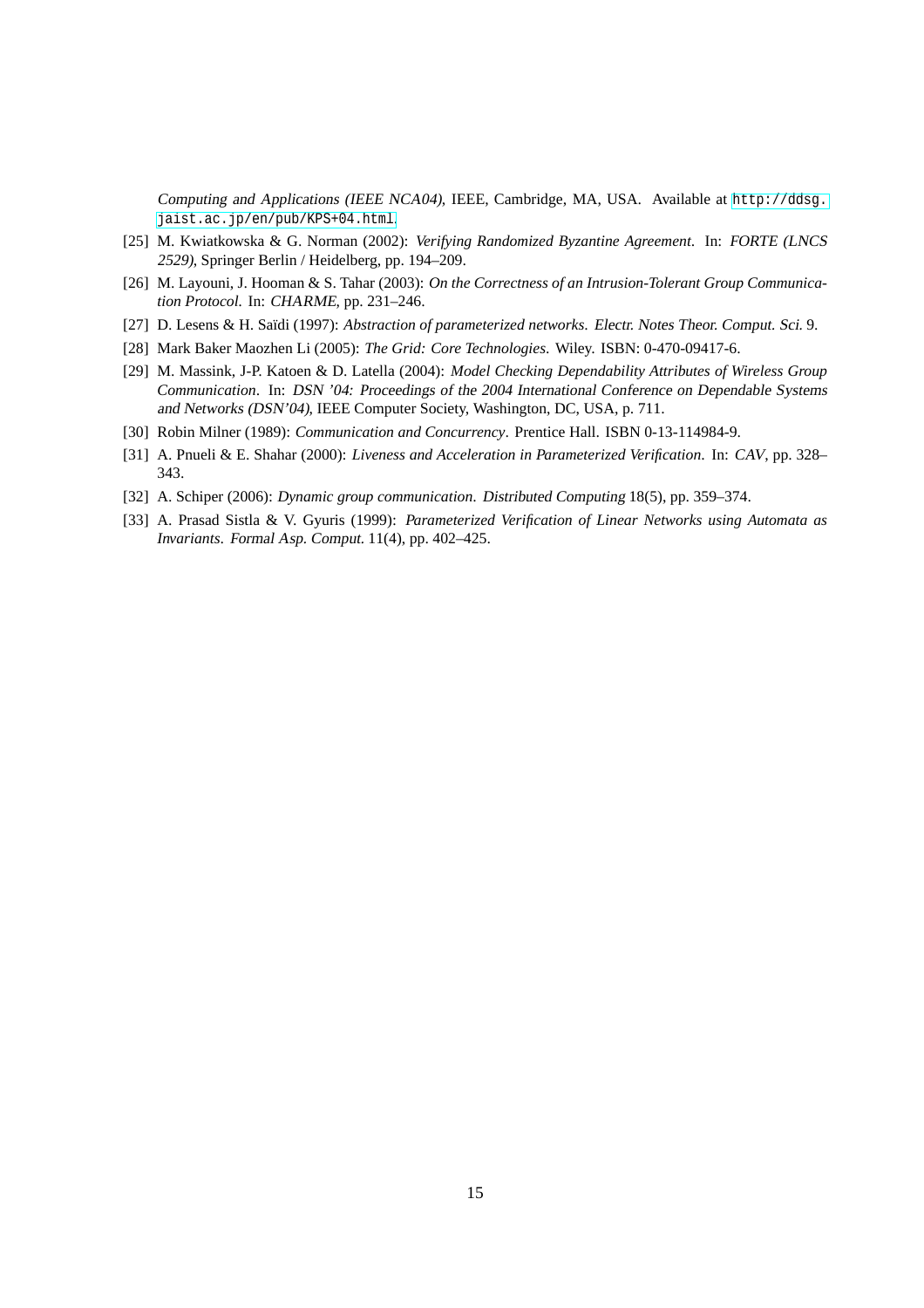*Computing and Applications (IEEE NCA04)*, IEEE, Cambridge, MA, USA. Available at http://ddsg.jaist.ac.jp/en/pub/KPS+04.html.

[25] M. Kwiatkowska & G. Norman (2002): *Verifying Randomized Byzantine Agreement*. In: *FORTE (LNCS 2529)*, Springer Berlin / Heidelberg, pp. 194–209.

[26] M. Layouni, J. Hooman & S. Tahar (2003): *On the Correctness of an Intrusion-Tolerant Group Communication Protocol*. In: *CHARME*, pp. 231–246.

[27] D. Lesens & H. Saïdi (1997): *Abstraction of parameterized networks*. *Electr. Notes Theor. Comput. Sci.* 9.

[28] Mark Baker Maozhen Li (2005): *The Grid: Core Technologies*. Wiley. ISBN: 0-470-09417-6.

[29] M. Massink, J-P. Katoen & D. Latella (2004): *Model Checking Dependability Attributes of Wireless Group Communication*. In: *DSN '04: Proceedings of the 2004 International Conference on Dependable Systems and Networks (DSN'04)*, IEEE Computer Society, Washington, DC, USA, p. 711.

[30] Robin Milner (1989): *Communication and Concurrency*. Prentice Hall. ISBN 0-13-114984-9.

[31] A. Pnueli & E. Shahar (2000): *Liveness and Acceleration in Parameterized Verification*. In: *CAV*, pp. 328–343.

[32] A. Schiper (2006): *Dynamic group communication*. *Distributed Computing* 18(5), pp. 359–374.

[33] A. Prasad Sistla & V. Gyuris (1999): *Parameterized Verification of Linear Networks using Automata as Invariants*. *Formal Asp. Comput.* 11(4), pp. 402–425.